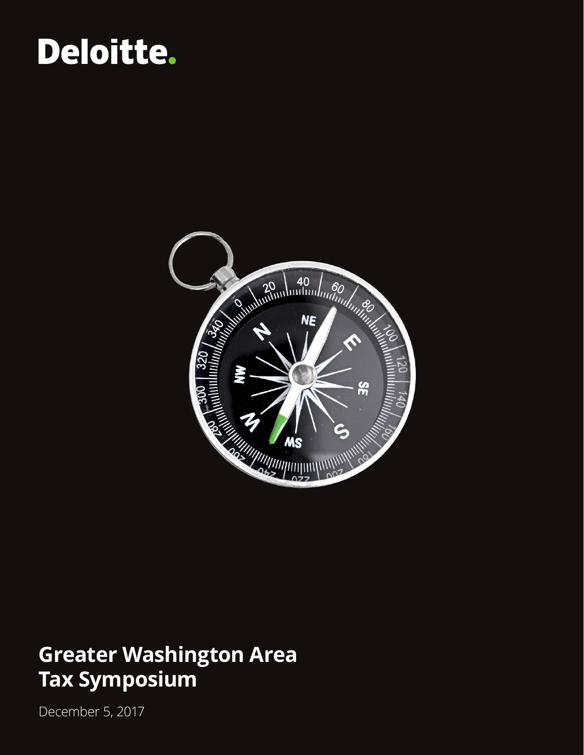# Deloitte.

# Greater Washington Area Tax Symposium

December 5, 2017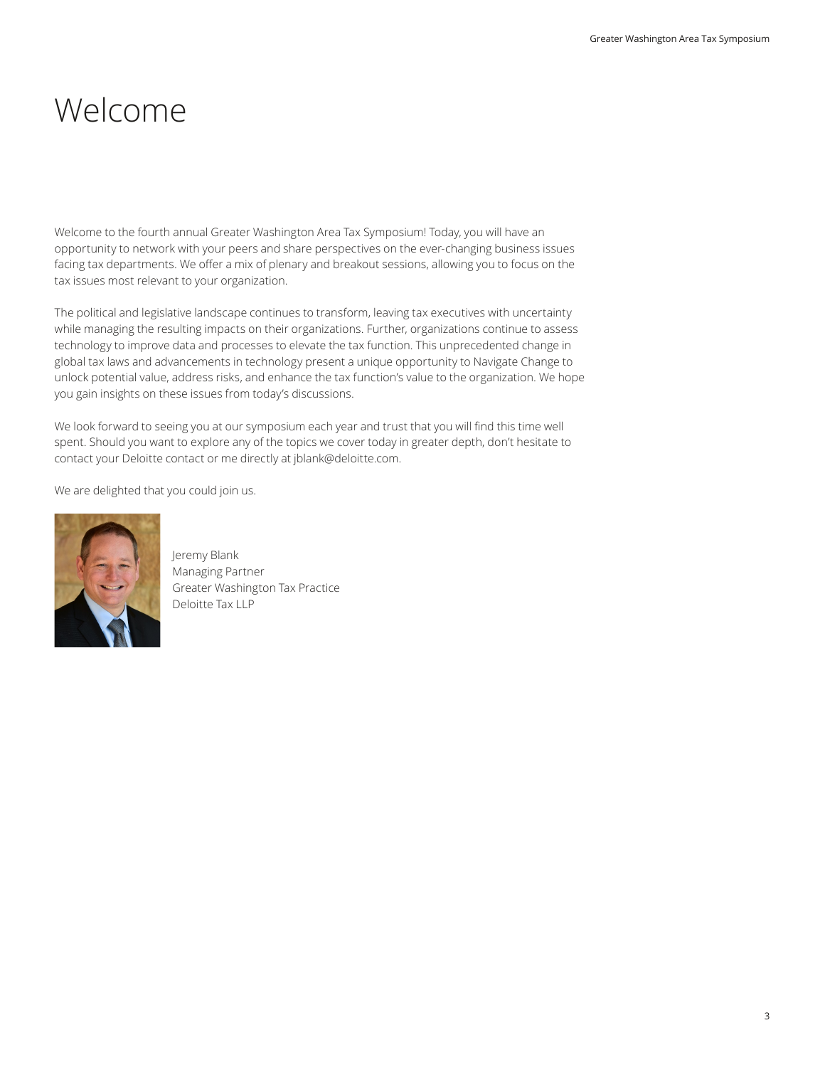# Welcome

Welcome to the fourth annual Greater Washington Area Tax Symposium! Today, you will have an opportunity to network with your peers and share perspectives on the ever-changing business issues facing tax departments. We offer a mix of plenary and breakout sessions, allowing you to focus on the tax issues most relevant to your organization.

The political and legislative landscape continues to transform, leaving tax executives with uncertainty while managing the resulting impacts on their organizations. Further, organizations continue to assess technology to improve data and processes to elevate the tax function. This unprecedented change in global tax laws and advancements in technology present a unique opportunity to Navigate Change to unlock potential value, address risks, and enhance the tax function's value to the organization. We hope you gain insights on these issues from today's discussions.

We look forward to seeing you at our symposium each year and trust that you will find this time well spent. Should you want to explore any of the topics we cover today in greater depth, don't hesitate to contact your Deloitte contact or me directly at jblank@deloitte.com.

We are delighted that you could join us.

Jeremy Blank
Managing Partner
Greater Washington Tax Practice
Deloitte Tax LLP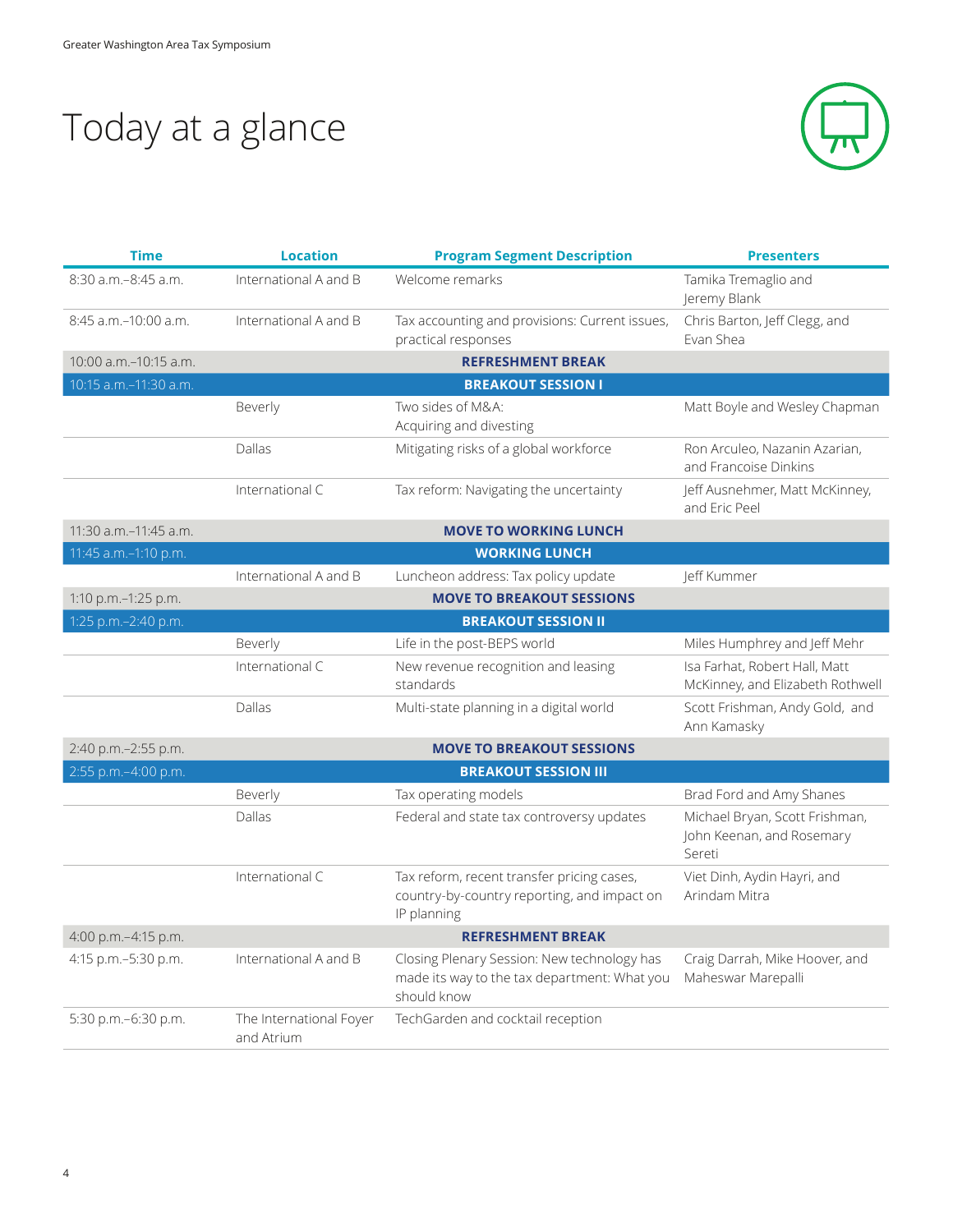# Today at a glance

| Time | Location | Program Segment Description | Presenters |
|---|---|---|---|
| 8:30 a.m.–8:45 a.m. | International A and B | Welcome remarks | Tamika Tremaglio and Jeremy Blank |
| 8:45 a.m.–10:00 a.m. | International A and B | Tax accounting and provisions: Current issues, practical responses | Chris Barton, Jeff Clegg, and Evan Shea |
| 10:00 a.m.–10:15 a.m. | | **REFRESHMENT BREAK** | |
| 10:15 a.m.–11:30 a.m. | | **BREAKOUT SESSION I** | |
| | Beverly | Two sides of M&A: Acquiring and divesting | Matt Boyle and Wesley Chapman |
| | Dallas | Mitigating risks of a global workforce | Ron Arculeo, Nazanin Azarian, and Francoise Dinkins |
| | International C | Tax reform: Navigating the uncertainty | Jeff Ausnehmer, Matt McKinney, and Eric Peel |
| 11:30 a.m.–11:45 a.m. | | **MOVE TO WORKING LUNCH** | |
| 11:45 a.m.–1:10 p.m. | | **WORKING LUNCH** | |
| | International A and B | Luncheon address: Tax policy update | Jeff Kummer |
| 1:10 p.m.–1:25 p.m. | | **MOVE TO BREAKOUT SESSIONS** | |
| 1:25 p.m.–2:40 p.m. | | **BREAKOUT SESSION II** | |
| | Beverly | Life in the post-BEPS world | Miles Humphrey and Jeff Mehr |
| | International C | New revenue recognition and leasing standards | Isa Farhat, Robert Hall, Matt McKinney, and Elizabeth Rothwell |
| | Dallas | Multi-state planning in a digital world | Scott Frishman, Andy Gold, and Ann Kamasky |
| 2:40 p.m.–2:55 p.m. | | **MOVE TO BREAKOUT SESSIONS** | |
| 2:55 p.m.–4:00 p.m. | | **BREAKOUT SESSION III** | |
| | Beverly | Tax operating models | Brad Ford and Amy Shanes |
| | Dallas | Federal and state tax controversy updates | Michael Bryan, Scott Frishman, John Keenan, and Rosemary Sereti |
| | International C | Tax reform, recent transfer pricing cases, country-by-country reporting, and impact on IP planning | Viet Dinh, Aydin Hayri, and Arindam Mitra |
| 4:00 p.m.–4:15 p.m. | | **REFRESHMENT BREAK** | |
| 4:15 p.m.–5:30 p.m. | International A and B | Closing Plenary Session: New technology has made its way to the tax department: What you should know | Craig Darrah, Mike Hoover, and Maheswar Marepalli |
| 5:30 p.m.–6:30 p.m. | The International Foyer and Atrium | TechGarden and cocktail reception | |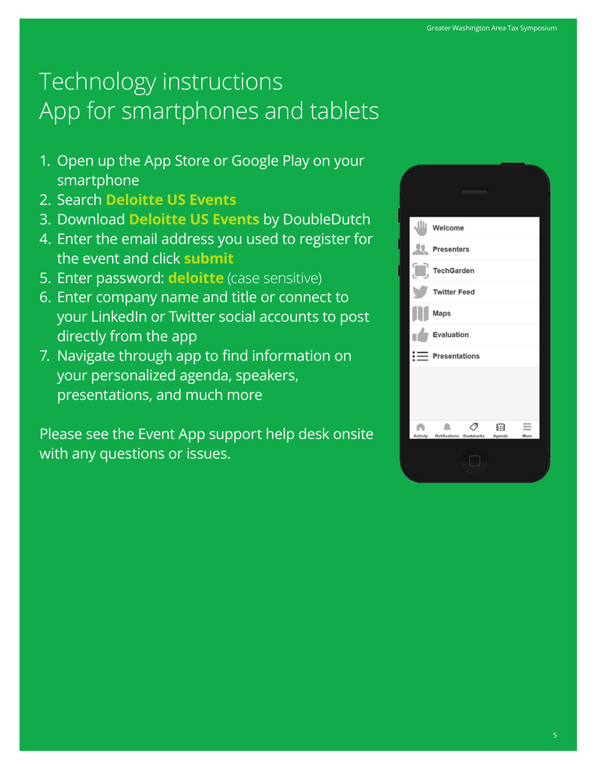# Technology instructions
## App for smartphones and tablets

1. Open up the App Store or Google Play on your smartphone
2. Search **Deloitte US Events**
3. Download **Deloitte US Events** by DoubleDutch
4. Enter the email address you used to register for the event and click **submit**
5. Enter password: **deloitte** (case sensitive)
6. Enter company name and title or connect to your LinkedIn or Twitter social accounts to post directly from the app
7. Navigate through app to find information on your personalized agenda, speakers, presentations, and much more

Please see the Event App support help desk onsite with any questions or issues.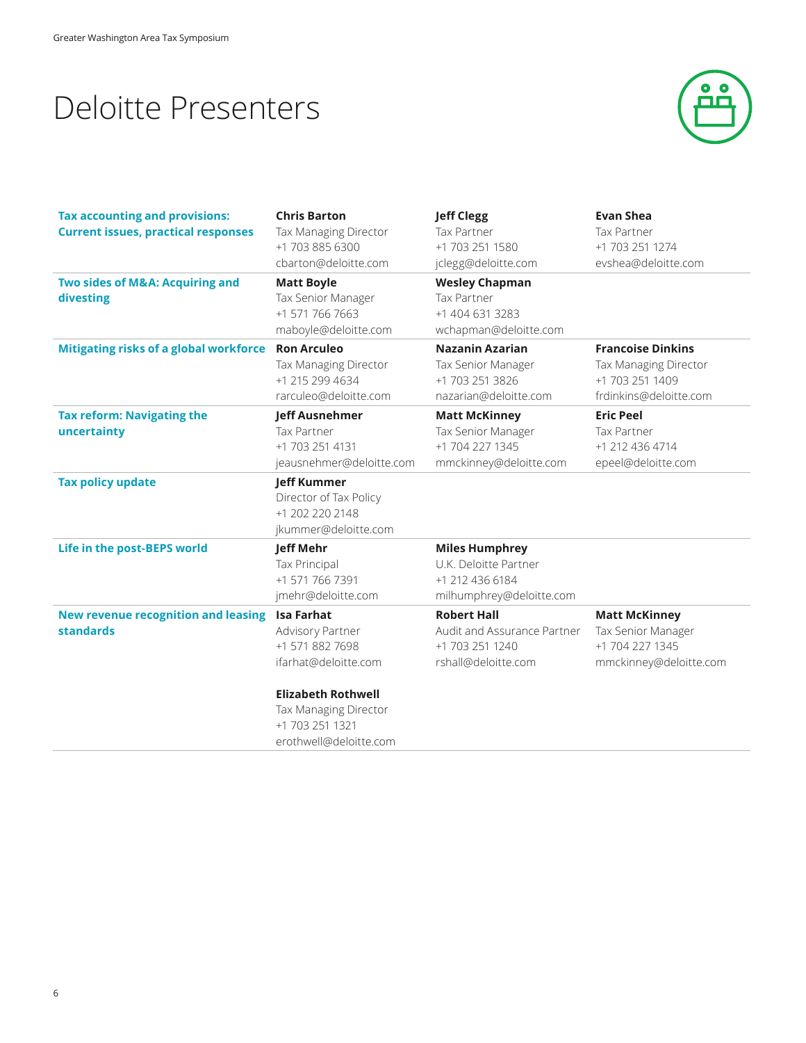# Deloitte Presenters

| Session | Presenter | Presenter | Presenter |
| --- | --- | --- | --- |
| **Tax accounting and provisions: Current issues, practical responses** | **Chris Barton**<br>Tax Managing Director<br>+1 703 885 6300<br>cbarton@deloitte.com | **Jeff Clegg**<br>Tax Partner<br>+1 703 251 1580<br>jclegg@deloitte.com | **Evan Shea**<br>Tax Partner<br>+1 703 251 1274<br>evshea@deloitte.com |
| **Two sides of M&A: Acquiring and divesting** | **Matt Boyle**<br>Tax Senior Manager<br>+1 571 766 7663<br>maboyle@deloitte.com | **Wesley Chapman**<br>Tax Partner<br>+1 404 631 3283<br>wchapman@deloitte.com | |
| **Mitigating risks of a global workforce** | **Ron Arculeo**<br>Tax Managing Director<br>+1 215 299 4634<br>rarculeo@deloitte.com | **Nazanin Azarian**<br>Tax Senior Manager<br>+1 703 251 3826<br>nazarian@deloitte.com | **Francoise Dinkins**<br>Tax Managing Director<br>+1 703 251 1409<br>frdinkins@deloitte.com |
| **Tax reform: Navigating the uncertainty** | **Jeff Ausnehmer**<br>Tax Partner<br>+1 703 251 4131<br>jeausnehmer@deloitte.com | **Matt McKinney**<br>Tax Senior Manager<br>+1 704 227 1345<br>mmckinney@deloitte.com | **Eric Peel**<br>Tax Partner<br>+1 212 436 4714<br>epeel@deloitte.com |
| **Tax policy update** | **Jeff Kummer**<br>Director of Tax Policy<br>+1 202 220 2148<br>jkummer@deloitte.com | | |
| **Life in the post-BEPS world** | **Jeff Mehr**<br>Tax Principal<br>+1 571 766 7391<br>jmehr@deloitte.com | **Miles Humphrey**<br>U.K. Deloitte Partner<br>+1 212 436 6184<br>milhumphrey@deloitte.com | |
| **New revenue recognition and leasing standards** | **Isa Farhat**<br>Advisory Partner<br>+1 571 882 7698<br>ifarhat@deloitte.com<br><br>**Elizabeth Rothwell**<br>Tax Managing Director<br>+1 703 251 1321<br>erothwell@deloitte.com | **Robert Hall**<br>Audit and Assurance Partner<br>+1 703 251 1240<br>rshall@deloitte.com | **Matt McKinney**<br>Tax Senior Manager<br>+1 704 227 1345<br>mmckinney@deloitte.com |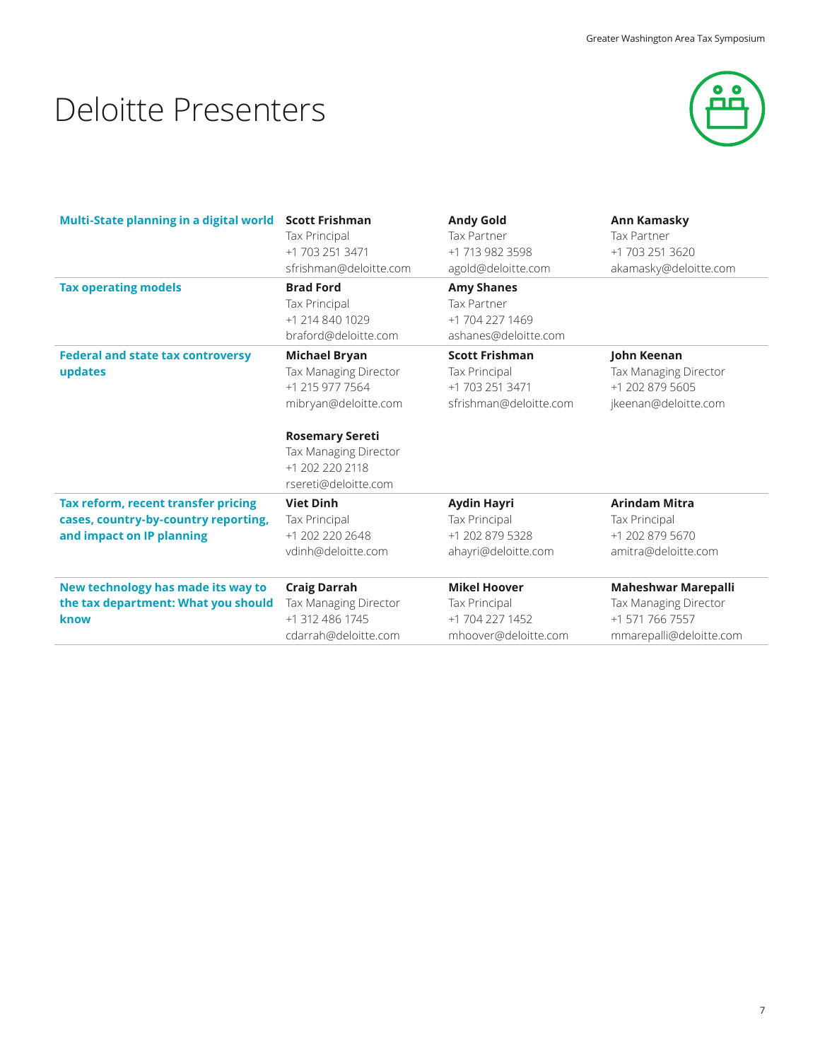# Deloitte Presenters

| Session | Presenter | Presenter | Presenter |
|---|---|---|---|
| **Multi-State planning in a digital world** | **Scott Frishman**<br>Tax Principal<br>+1 703 251 3471<br>sfrishman@deloitte.com | **Andy Gold**<br>Tax Partner<br>+1 713 982 3598<br>agold@deloitte.com | **Ann Kamasky**<br>Tax Partner<br>+1 703 251 3620<br>akamasky@deloitte.com |
| **Tax operating models** | **Brad Ford**<br>Tax Principal<br>+1 214 840 1029<br>braford@deloitte.com | **Amy Shanes**<br>Tax Partner<br>+1 704 227 1469<br>ashanes@deloitte.com | |
| **Federal and state tax controversy updates** | **Michael Bryan**<br>Tax Managing Director<br>+1 215 977 7564<br>mibryan@deloitte.com<br><br>**Rosemary Sereti**<br>Tax Managing Director<br>+1 202 220 2118<br>rsereti@deloitte.com | **Scott Frishman**<br>Tax Principal<br>+1 703 251 3471<br>sfrishman@deloitte.com | **John Keenan**<br>Tax Managing Director<br>+1 202 879 5605<br>jkeenan@deloitte.com |
| **Tax reform, recent transfer pricing cases, country-by-country reporting, and impact on IP planning** | **Viet Dinh**<br>Tax Principal<br>+1 202 220 2648<br>vdinh@deloitte.com | **Aydin Hayri**<br>Tax Principal<br>+1 202 879 5328<br>ahayri@deloitte.com | **Arindam Mitra**<br>Tax Principal<br>+1 202 879 5670<br>amitra@deloitte.com |
| **New technology has made its way to the tax department: What you should know** | **Craig Darrah**<br>Tax Managing Director<br>+1 312 486 1745<br>cdarrah@deloitte.com | **Mikel Hoover**<br>Tax Principal<br>+1 704 227 1452<br>mhoover@deloitte.com | **Maheshwar Marepalli**<br>Tax Managing Director<br>+1 571 766 7557<br>mmarepalli@deloitte.com |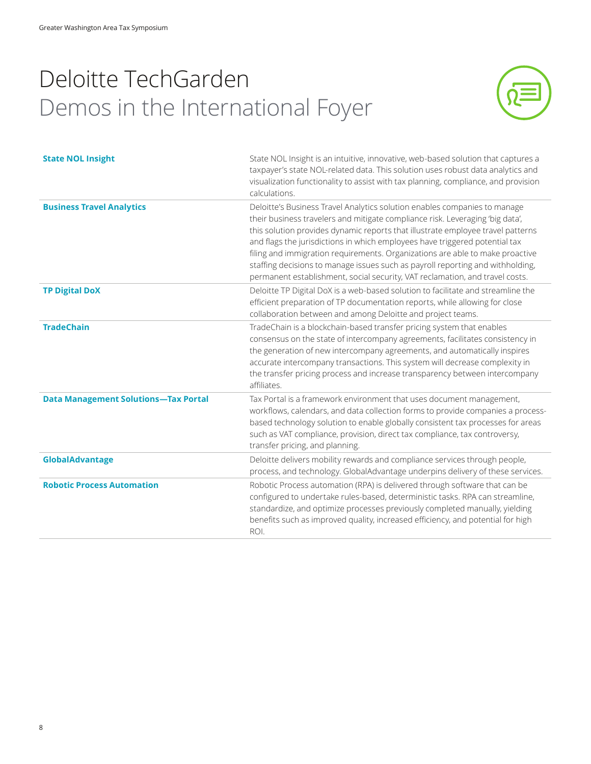# Deloitte TechGarden

## Demos in the International Foyer

| | |
|---|---|
| **State NOL Insight** | State NOL Insight is an intuitive, innovative, web-based solution that captures a taxpayer's state NOL-related data. This solution uses robust data analytics and visualization functionality to assist with tax planning, compliance, and provision calculations. |
| **Business Travel Analytics** | Deloitte's Business Travel Analytics solution enables companies to manage their business travelers and mitigate compliance risk. Leveraging 'big data', this solution provides dynamic reports that illustrate employee travel patterns and flags the jurisdictions in which employees have triggered potential tax filing and immigration requirements. Organizations are able to make proactive staffing decisions to manage issues such as payroll reporting and withholding, permanent establishment, social security, VAT reclamation, and travel costs. |
| **TP Digital DoX** | Deloitte TP Digital DoX is a web-based solution to facilitate and streamline the efficient preparation of TP documentation reports, while allowing for close collaboration between and among Deloitte and project teams. |
| **TradeChain** | TradeChain is a blockchain-based transfer pricing system that enables consensus on the state of intercompany agreements, facilitates consistency in the generation of new intercompany agreements, and automatically inspires accurate intercompany transactions. This system will decrease complexity in the transfer pricing process and increase transparency between intercompany affiliates. |
| **Data Management Solutions—Tax Portal** | Tax Portal is a framework environment that uses document management, workflows, calendars, and data collection forms to provide companies a process-based technology solution to enable globally consistent tax processes for areas such as VAT compliance, provision, direct tax compliance, tax controversy, transfer pricing, and planning. |
| **GlobalAdvantage** | Deloitte delivers mobility rewards and compliance services through people, process, and technology. GlobalAdvantage underpins delivery of these services. |
| **Robotic Process Automation** | Robotic Process automation (RPA) is delivered through software that can be configured to undertake rules-based, deterministic tasks. RPA can streamline, standardize, and optimize processes previously completed manually, yielding benefits such as improved quality, increased efficiency, and potential for high ROI. |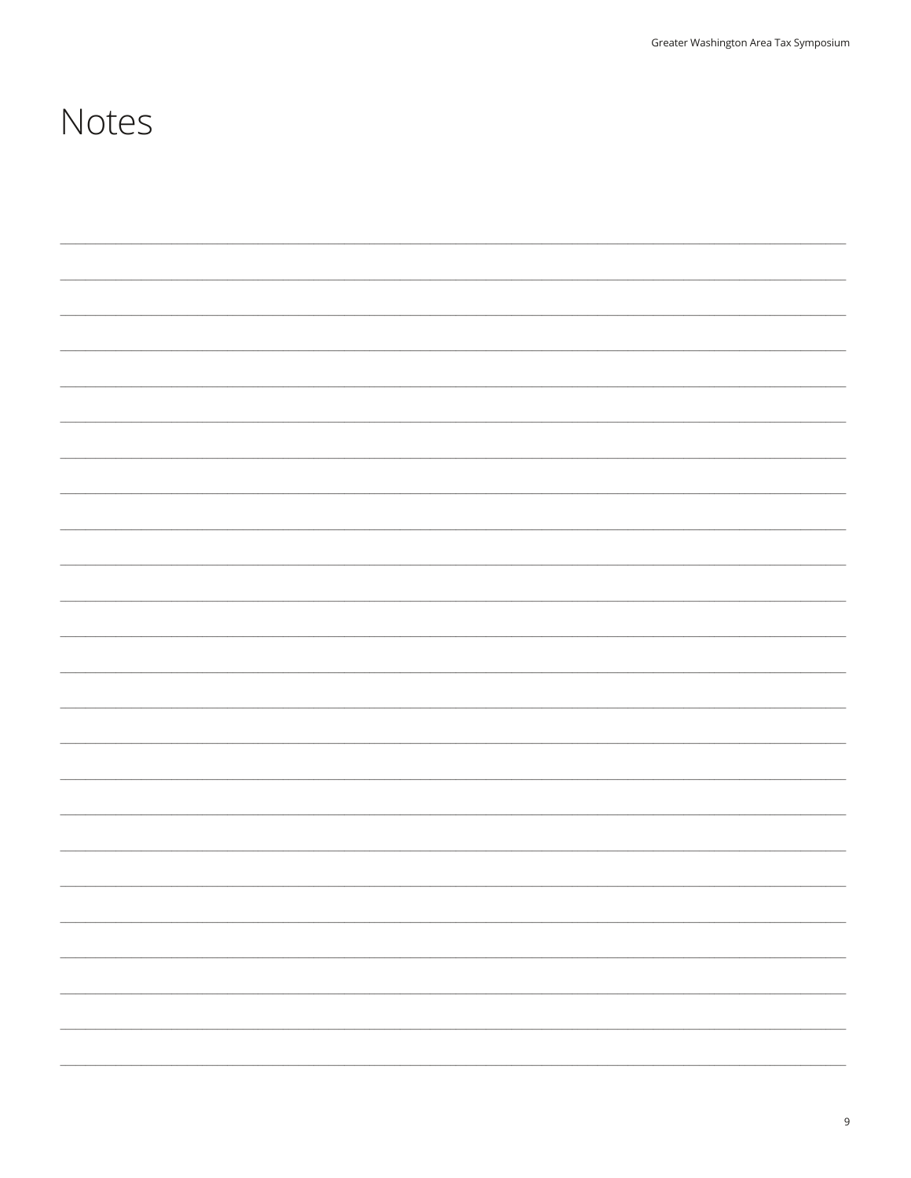# Notes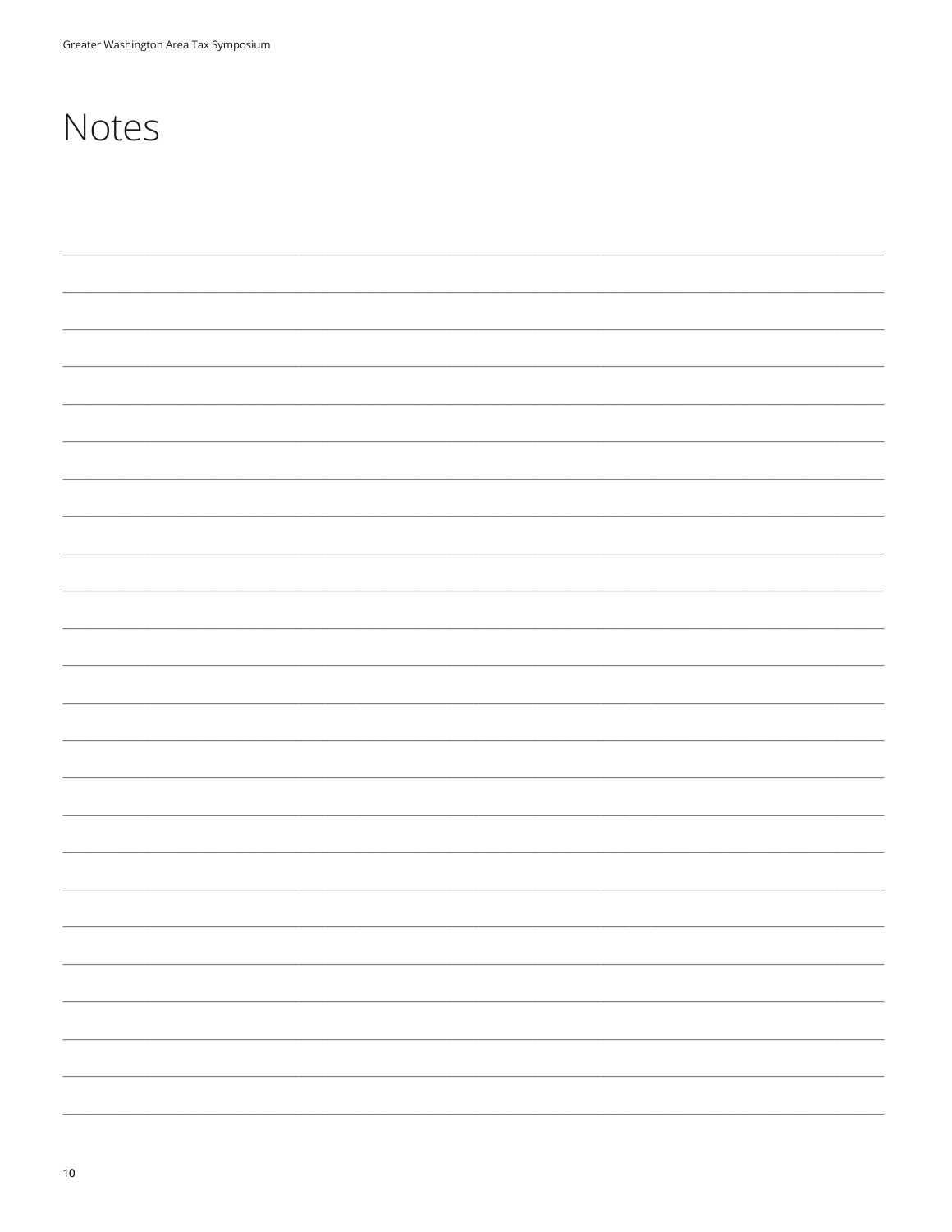# Notes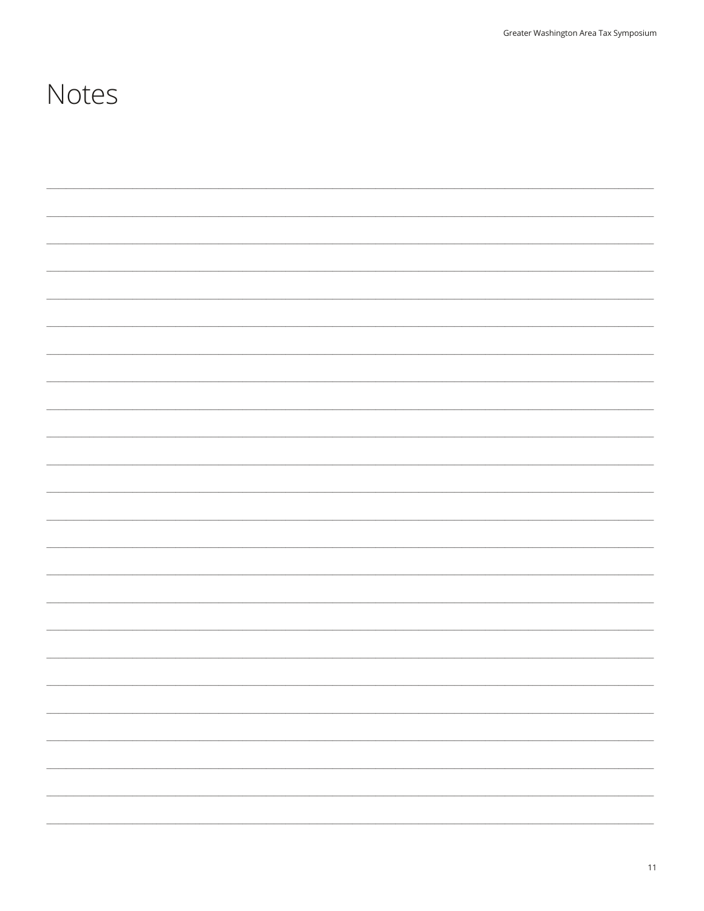# Notes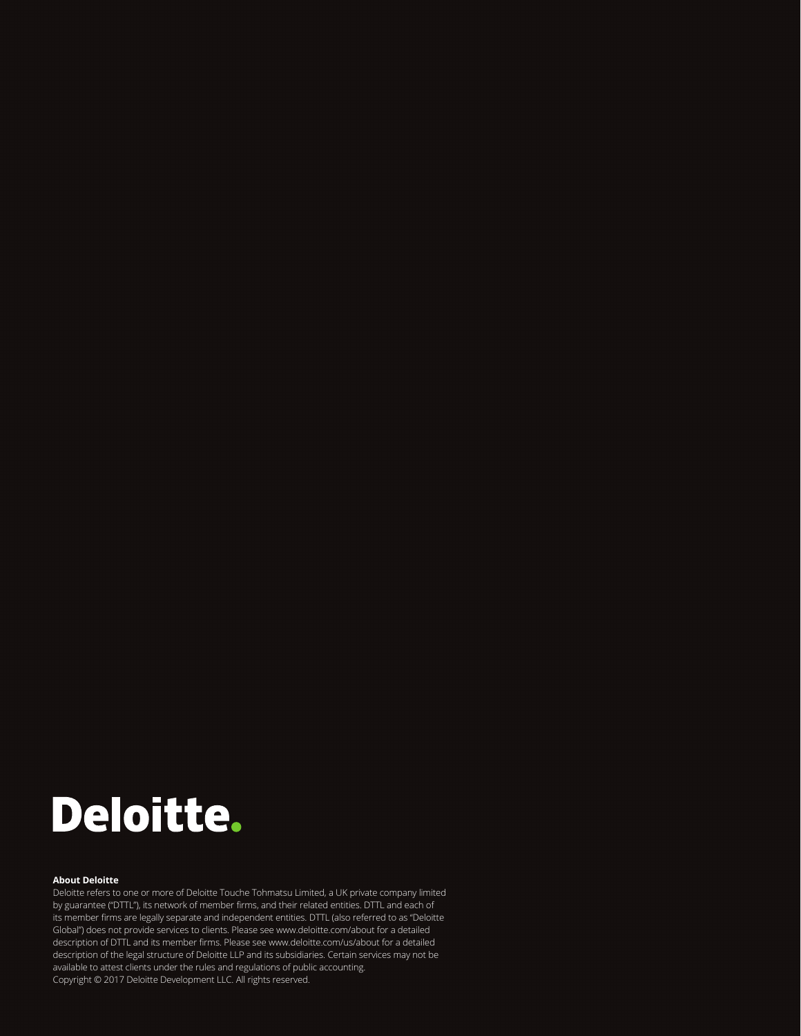# Deloitte.

**About Deloitte**

Deloitte refers to one or more of Deloitte Touche Tohmatsu Limited, a UK private company limited by guarantee ("DTTL"), its network of member firms, and their related entities. DTTL and each of its member firms are legally separate and independent entities. DTTL (also referred to as "Deloitte Global") does not provide services to clients. Please see www.deloitte.com/about for a detailed description of DTTL and its member firms. Please see www.deloitte.com/us/about for a detailed description of the legal structure of Deloitte LLP and its subsidiaries. Certain services may not be available to attest clients under the rules and regulations of public accounting.
Copyright © 2017 Deloitte Development LLC. All rights reserved.